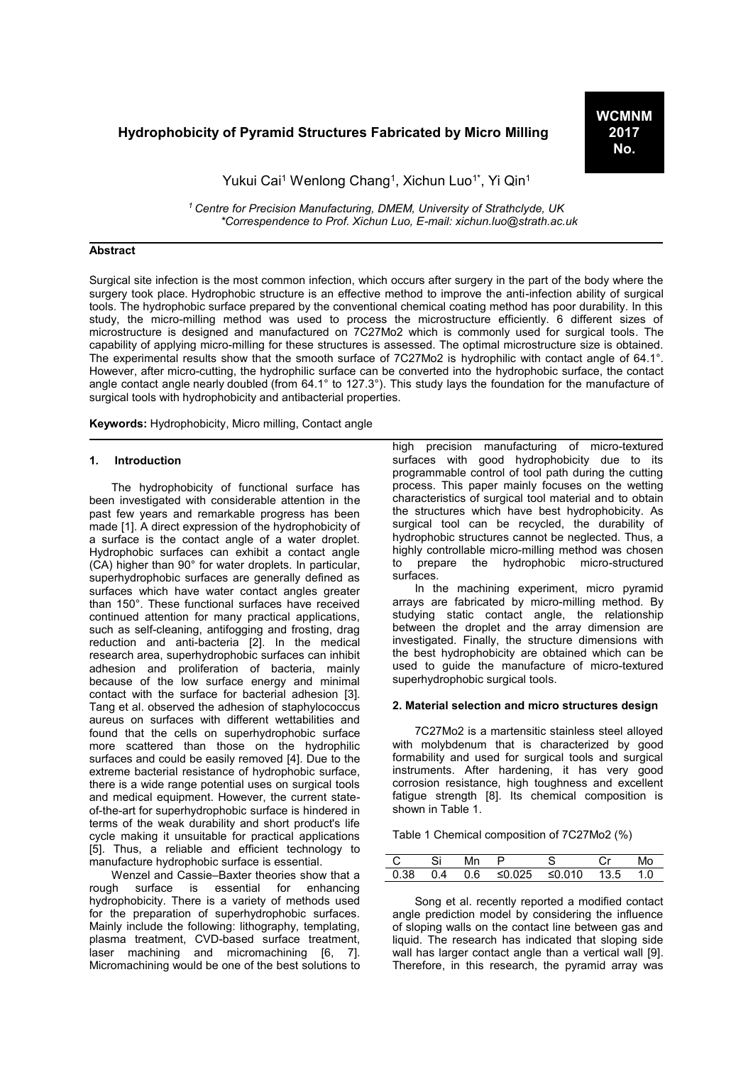# Hydrophobicity of Pyramid Structures Fabricated by Micro Milling

**WCMNM 2017 No.**

Yukui Cai[1] Wenlong Chang[1], Xichun Luo[1*], Yi Qin[1]

*[1] Centre for Precision Manufacturing, DMEM, University of Strathclyde, UK*
*\*Correspondence to Prof. Xichun Luo, E-mail: xichun.luo@strath.ac.uk*

## Abstract

Surgical site infection is the most common infection, which occurs after surgery in the part of the body where the surgery took place. Hydrophobic structure is an effective method to improve the anti-infection ability of surgical tools. The hydrophobic surface prepared by the conventional chemical coating method has poor durability. In this study, the micro-milling method was used to process the microstructure efficiently. 6 different sizes of microstructure is designed and manufactured on 7C27Mo2 which is commonly used for surgical tools. The capability of applying micro-milling for these structures is assessed. The optimal microstructure size is obtained. The experimental results show that the smooth surface of 7C27Mo2 is hydrophilic with contact angle of 64.1°. However, after micro-cutting, the hydrophilic surface can be converted into the hydrophobic surface, the contact angle contact angle nearly doubled (from 64.1° to 127.3°). This study lays the foundation for the manufacture of surgical tools with hydrophobicity and antibacterial properties.

**Keywords:** Hydrophobicity, Micro milling, Contact angle

## 1. Introduction

The hydrophobicity of functional surface has been investigated with considerable attention in the past few years and remarkable progress has been made [1]. A direct expression of the hydrophobicity of a surface is the contact angle of a water droplet. Hydrophobic surfaces can exhibit a contact angle (CA) higher than 90° for water droplets. In particular, superhydrophobic surfaces are generally defined as surfaces which have water contact angles greater than 150°. These functional surfaces have received continued attention for many practical applications, such as self-cleaning, antifogging and frosting, drag reduction and anti-bacteria [2]. In the medical research area, superhydrophobic surfaces can inhibit adhesion and proliferation of bacteria, mainly because of the low surface energy and minimal contact with the surface for bacterial adhesion [3]. Tang et al. observed the adhesion of staphylococcus aureus on surfaces with different wettabilities and found that the cells on superhydrophobic surface more scattered than those on the hydrophilic surfaces and could be easily removed [4]. Due to the extreme bacterial resistance of hydrophobic surface, there is a wide range potential uses on surgical tools and medical equipment. However, the current state-of-the-art for superhydrophobic surface is hindered in terms of the weak durability and short product's life cycle making it unsuitable for practical applications [5]. Thus, a reliable and efficient technology to manufacture hydrophobic surface is essential.

Wenzel and Cassie–Baxter theories show that a rough surface is essential for enhancing hydrophobicity. There is a variety of methods used for the preparation of superhydrophobic surfaces. Mainly include the following: lithography, templating, plasma treatment, CVD-based surface treatment, laser machining and micromachining [6, 7]. Micromachining would be one of the best solutions to high precision manufacturing of micro-textured surfaces with good hydrophobicity due to its programmable control of tool path during the cutting process. This paper mainly focuses on the wetting characteristics of surgical tool material and to obtain the structures which have best hydrophobicity. As surgical tool can be recycled, the durability of hydrophobic structures cannot be neglected. Thus, a highly controllable micro-milling method was chosen to prepare the hydrophobic micro-structured surfaces.

In the machining experiment, micro pyramid arrays are fabricated by micro-milling method. By studying static contact angle, the relationship between the droplet and the array dimension are investigated. Finally, the structure dimensions with the best hydrophobicity are obtained which can be used to guide the manufacture of micro-textured superhydrophobic surgical tools.

## 2. Material selection and micro structures design

7C27Mo2 is a martensitic stainless steel alloyed with molybdenum that is characterized by good formability and used for surgical tools and surgical instruments. After hardening, it has very good corrosion resistance, high toughness and excellent fatigue strength [8]. Its chemical composition is shown in Table 1.

Table 1 Chemical composition of 7C27Mo2 (%)

| C | Si | Mn | P | S | Cr | Mo |
|---|---|---|---|---|---|---|
| 0.38 | 0.4 | 0.6 | ≤0.025 | ≤0.010 | 13.5 | 1.0 |

Song et al. recently reported a modified contact angle prediction model by considering the influence of sloping walls on the contact line between gas and liquid. The research has indicated that sloping side wall has larger contact angle than a vertical wall [9]. Therefore, in this research, the pyramid array was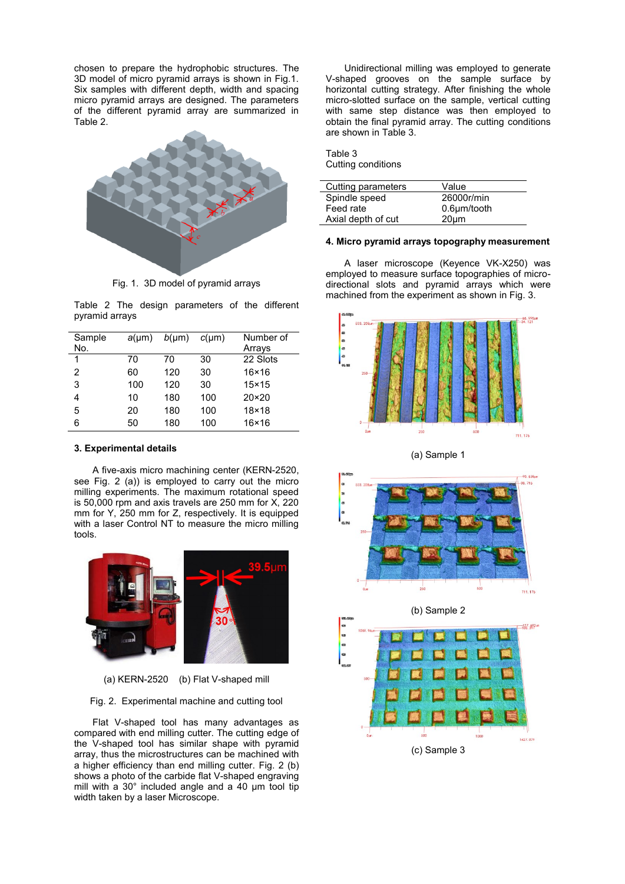chosen to prepare the hydrophobic structures. The 3D model of micro pyramid arrays is shown in Fig.1. Six samples with different depth, width and spacing micro pyramid arrays are designed. The parameters of the different pyramid array are summarized in Table 2.

Fig. 1. 3D model of pyramid arrays

Table 2 The design parameters of the different pyramid arrays

| Sample No. | $a$(μm) | $b$(μm) | $c$(μm) | Number of Arrays |
|---|---|---|---|---|
| 1 | 70 | 70 | 30 | 22 Slots |
| 2 | 60 | 120 | 30 | 16×16 |
| 3 | 100 | 120 | 30 | 15×15 |
| 4 | 10 | 180 | 100 | 20×20 |
| 5 | 20 | 180 | 100 | 18×18 |
| 6 | 50 | 180 | 100 | 16×16 |

### 3. Experimental details

A five-axis micro machining center (KERN-2520, see Fig. 2 (a)) is employed to carry out the micro milling experiments. The maximum rotational speed is 50,000 rpm and axis travels are 250 mm for X, 220 mm for Y, 250 mm for Z, respectively. It is equipped with a laser Control NT to measure the micro milling tools.

(a) KERN-2520 (b) Flat V-shaped mill

Fig. 2. Experimental machine and cutting tool

Flat V-shaped tool has many advantages as compared with end milling cutter. The cutting edge of the V-shaped tool has similar shape with pyramid array, thus the microstructures can be machined with a higher efficiency than end milling cutter. Fig. 2 (b) shows a photo of the carbide flat V-shaped engraving mill with a 30° included angle and a 40 μm tool tip width taken by a laser Microscope.

Unidirectional milling was employed to generate V-shaped grooves on the sample surface by horizontal cutting strategy. After finishing the whole micro-slotted surface on the sample, vertical cutting with same step distance was then employed to obtain the final pyramid array. The cutting conditions are shown in Table 3.

Table 3
Cutting conditions

| Cutting parameters | Value |
|---|---|
| Spindle speed | 26000r/min |
| Feed rate | 0.6μm/tooth |
| Axial depth of cut | 20μm |

### 4. Micro pyramid arrays topography measurement

A laser microscope (Keyence VK-X250) was employed to measure surface topographies of micro-directional slots and pyramid arrays which were machined from the experiment as shown in Fig. 3.

(a) Sample 1

(b) Sample 2

(c) Sample 3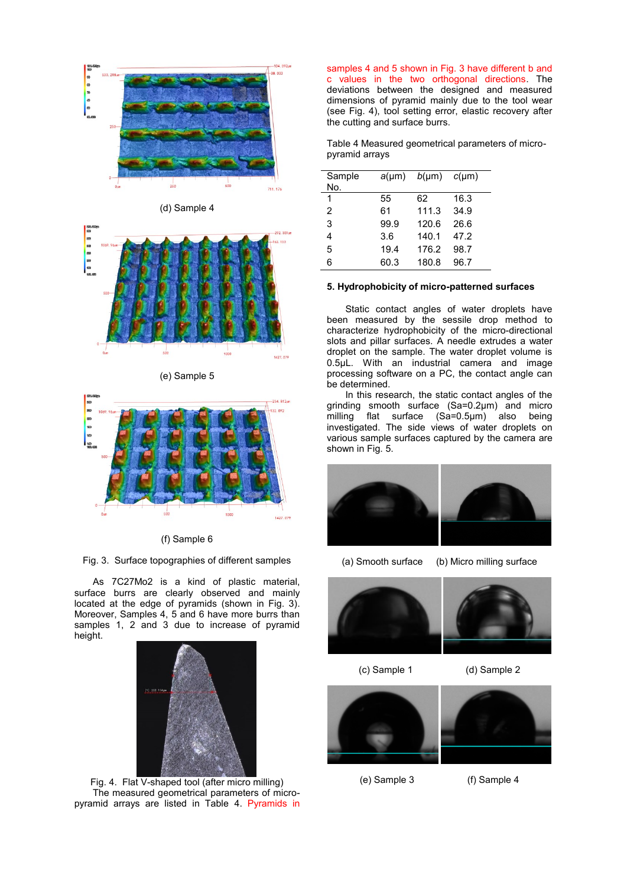(d) Sample 4

(e) Sample 5

(f) Sample 6

Fig. 3. Surface topographies of different samples

As 7C27Mo2 is a kind of plastic material, surface burrs are clearly observed and mainly located at the edge of pyramids (shown in Fig. 3). Moreover, Samples 4, 5 and 6 have more burrs than samples 1, 2 and 3 due to increase of pyramid height.

Fig. 4. Flat V-shaped tool (after micro milling)

The measured geometrical parameters of micro-pyramid arrays are listed in Table 4. Pyramids in samples 4 and 5 shown in Fig. 3 have different b and c values in the two orthogonal directions. The deviations between the designed and measured dimensions of pyramid mainly due to the tool wear (see Fig. 4), tool setting error, elastic recovery after the cutting and surface burrs.

Table 4 Measured geometrical parameters of micro-pyramid arrays

| Sample No. | *a*(μm) | *b*(μm) | *c*(μm) |
|---|---|---|---|
| 1 | 55 | 62 | 16.3 |
| 2 | 61 | 111.3 | 34.9 |
| 3 | 99.9 | 120.6 | 26.6 |
| 4 | 3.6 | 140.1 | 47.2 |
| 5 | 19.4 | 176.2 | 98.7 |
| 6 | 60.3 | 180.8 | 96.7 |

## 5. Hydrophobicity of micro-patterned surfaces

Static contact angles of water droplets have been measured by the sessile drop method to characterize hydrophobicity of the micro-directional slots and pillar surfaces. A needle extrudes a water droplet on the sample. The water droplet volume is 0.5μL. With an industrial camera and image processing software on a PC, the contact angle can be determined.

In this research, the static contact angles of the grinding smooth surface (Sa=0.2μm) and micro milling flat surface (Sa=0.5μm) also being investigated. The side views of water droplets on various sample surfaces captured by the camera are shown in Fig. 5.

(a) Smooth surface (b) Micro milling surface

(c) Sample 1 (d) Sample 2

(e) Sample 3 (f) Sample 4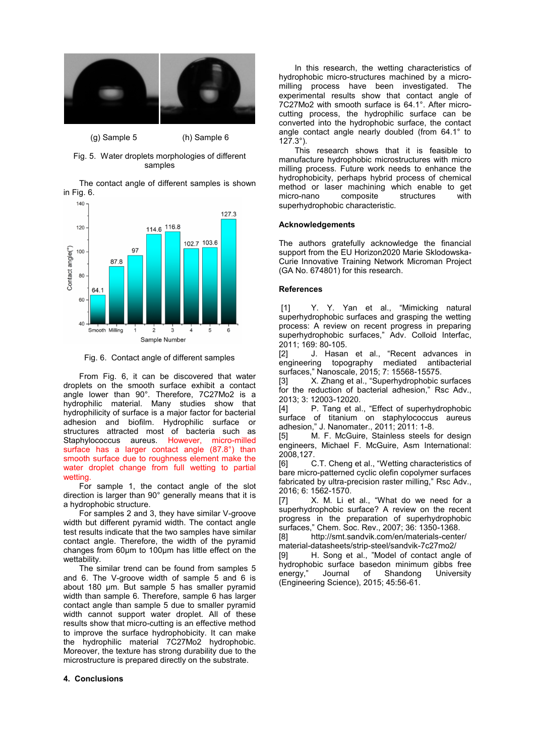(g) Sample 5 (h) Sample 6

Fig. 5. Water droplets morphologies of different samples

The contact angle of different samples is shown in Fig. 6.

140
120
100
80
60
40
Contact angle(°)
64.1
87.8
97
114.6
116.8
102.7
103.6
127.3
Smooth Milling 1 2 3 4 5 6
Sample Number

Fig. 6. Contact angle of different samples

From Fig. 6, it can be discovered that water droplets on the smooth surface exhibit a contact angle lower than 90°. Therefore, 7C27Mo2 is a hydrophilic material. Many studies show that hydrophilicity of surface is a major factor for bacterial adhesion and biofilm. Hydrophilic surface or structures attracted most of bacteria such as Staphylococcus aureus. However, micro-milled surface has a larger contact angle (87.8°) than smooth surface due to roughness element make the water droplet change from full wetting to partial wetting.

For sample 1, the contact angle of the slot direction is larger than 90° generally means that it is a hydrophobic structure.

For samples 2 and 3, they have similar V-groove width but different pyramid width. The contact angle test results indicate that the two samples have similar contact angle. Therefore, the width of the pyramid changes from 60μm to 100μm has little effect on the wettability.

The similar trend can be found from samples 5 and 6. The V-groove width of sample 5 and 6 is about 180 μm. But sample 5 has smaller pyramid width than sample 6. Therefore, sample 6 has larger contact angle than sample 5 due to smaller pyramid width cannot support water droplet. All of these results show that micro-cutting is an effective method to improve the surface hydrophobicity. It can make the hydrophilic material 7C27Mo2 hydrophobic. Moreover, the texture has strong durability due to the microstructure is prepared directly on the substrate.

## 4. Conclusions

In this research, the wetting characteristics of hydrophobic micro-structures machined by a micro-milling process have been investigated. The experimental results show that contact angle of 7C27Mo2 with smooth surface is 64.1°. After micro-cutting process, the hydrophilic surface can be converted into the hydrophobic surface, the contact angle contact angle nearly doubled (from 64.1° to 127.3°).

This research shows that it is feasible to manufacture hydrophobic microstructures with micro milling process. Future work needs to enhance the hydrophobicity, perhaps hybrid process of chemical method or laser machining which enable to get micro-nano composite structures with superhydrophobic characteristic.

## Acknowledgements

The authors gratefully acknowledge the financial support from the EU Horizon2020 Marie Sklodowska-Curie Innovative Training Network Microman Project (GA No. 674801) for this research.

## References

[1] Y. Y. Yan et al., "Mimicking natural superhydrophobic surfaces and grasping the wetting process: A review on recent progress in preparing superhydrophobic surfaces," Adv. Colloid Interfac, 2011; 169: 80-105.

[2] J. Hasan et al., "Recent advances in engineering topography mediated antibacterial surfaces," Nanoscale, 2015; 7: 15568-15575.

[3] X. Zhang et al., "Superhydrophobic surfaces for the reduction of bacterial adhesion," Rsc Adv., 2013; 3: 12003-12020.

[4] P. Tang et al., "Effect of superhydrophobic surface of titanium on staphylococcus aureus adhesion," J. Nanomater., 2011; 2011: 1-8.

[5] M. F. McGuire, Stainless steels for design engineers, Michael F. McGuire, Asm International: 2008,127.

[6] C.T. Cheng et al., "Wetting characteristics of bare micro-patterned cyclic olefin copolymer surfaces fabricated by ultra-precision raster milling," Rsc Adv., 2016; 6: 1562-1570.

[7] X. M. Li et al., "What do we need for a superhydrophobic surface? A review on the recent progress in the preparation of superhydrophobic surfaces," Chem. Soc. Rev., 2007; 36: 1350-1368.

[8] http://smt.sandvik.com/en/materials-center/material-datasheets/strip-steel/sandvik-7c27mo2/

[9] H. Song et al., "Model of contact angle of hydrophobic surface basedon minimum gibbs free energy," Journal of Shandong University (Engineering Science), 2015; 45:56-61.